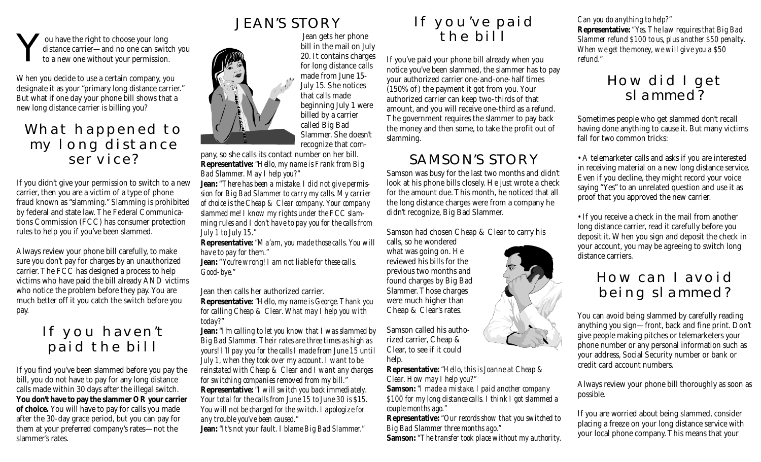You have the right to choose your long distance carrier—and no one can switch you to a new one without your permission.

When you decide to use a certain company, you designate it as your "primary long distance carrier." But what if one day your phone bill shows that a new long distance carrier is billing you?

## What happened to my long distance service?

If you didn't give your permission to switch to a new carrier, then you are a victim of a type of phone fraud known as "slamming." Slamming is prohibited by federal and state law. The Federal Communications Commission (FCC) has consumer protection rules to help you if you've been slammed.

Always review your phone bill carefully, to make sure you don't pay for charges by an unauthorized carrier. The FCC has designed a process to help victims who have paid the bill already AND victims who notice the problem before they pay. You are much better off it you catch the switch before you pay.

## If you haven't paid the bill

If you find you've been slammed before you pay the bill, you do not have to pay for any long distance calls made within 30 days after the illegal switch. **You don't have to pay the slammer OR your carrier of choice.** You will have to pay for calls you made after the 30-day grace period, but you can pay for them at your preferred company's rates—not the slammer's rates.

## JEAN'S STORY

Jean gets her phone bill in the mail on July 20. It contains charges for long distance calls made from June 15-July 15. She notices that calls made beginning July 1 were billed by a carrier called Big Bad Slammer. She doesn't recognize that company, so she calls its contact number on her bill.

**Representative:** *"Hello, my name is Frank from Big Bad Slammer. May I help you?"*

**Jean:** *"There has been a mistake. I did not give permission for Big Bad Slammer to carry my calls. My carrier of choice is the Cheap & Clear company. Your company slammed me! I know my rights under the FCC slamming rules and I don't have to pay you for the calls from July 1 to July 15."*

**Representative:** *"Ma'am, you made those calls. You will have to pay for them."*

**Jean:** *"You're wrong! I am not liable for these calls. Good-bye."*

Jean then calls her authorized carrier.

**Representative:** *"Hello, my name is George. Thank you for calling Cheap & Clear. What may I help you with today?"*

**Jean:** *"I'm calling to let you know that I was slammed by Big Bad Slammer. Their rates are three times as high as yours! I'll pay you for the calls I made from June 15 until July 1, when they took over my account. I want to be reinstated with Cheap & Clear and I want any charges for switching companies removed from my bill."*

**Representative:** *"I will switch you back immediately. Your total for the calls from June 15 to June 30 is $15. You will not be charged for the switch. I apologize for any trouble you've been caused."*

**Jean:** *"It's not your fault. I blame Big Bad Slammer."*

## If you've paid the bill

If you've paid your phone bill already when you notice you've been slammed, the slammer has to pay your authorized carrier one-and-one-half times (150% of) the payment it got from you. Your authorized carrier can keep two-thirds of that amount, and you will receive one-third as a refund. The government requires the slammer to pay back the money and then some, to take the profit out of slamming.

## SAMSON'S STORY

Samson was busy for the last two months and didn't look at his phone bills closely. He just wrote a check for the amount due. This month, he noticed that all the long distance charges were from a company he didn't recognize, Big Bad Slammer.

Samson had chosen Cheap & Clear to carry his calls, so he wondered what was going on. He reviewed his bills for the previous two months and found charges by Big Bad Slammer. Those charges were much higher than Cheap & Clear's rates.

Samson called his authorized carrier, Cheap & Clear, to see if it could help.

**Representative:** *"Hello, this is Joanne at Cheap & Clear. How may I help you?"*

**Samson:** *"I made a mistake. I paid another company $100 for my long distance calls. I think I got slammed a couple months ago."*

**Representative:** *"Our records show that you switched to Big Bad Slammer three months ago."*

**Samson:** *"The transfer took place without my authority. Can you do anything to help?"*

**Representative:** *"Yes. The law requires that Big Bad Slammer refund $100 to us, plus another $50 penalty. When we get the money, we will give you a $50 refund."*

## How did I get slammed?

Sometimes people who get slammed don't recall having done anything to cause it. But many victims fall for two common tricks:

- A telemarketer calls and asks if you are interested in receiving material on a new long distance service. Even if you decline, they might record your voice saying "Yes" to an unrelated question and use it as proof that you approved the new carrier.

- If you receive a check in the mail from another long distance carrier, read it carefully before you deposit it. When you sign and deposit the check in your account, you may be agreeing to switch long distance carriers.

## How can I avoid being slammed?

You can avoid being slammed by carefully reading anything you sign—front, back and fine print. Don't give people making pitches or telemarketers your phone number or any personal information such as your address, Social Security number or bank or credit card account numbers.

Always review your phone bill thoroughly as soon as possible.

If you are worried about being slammed, consider placing a freeze on your long distance service with your local phone company. This means that your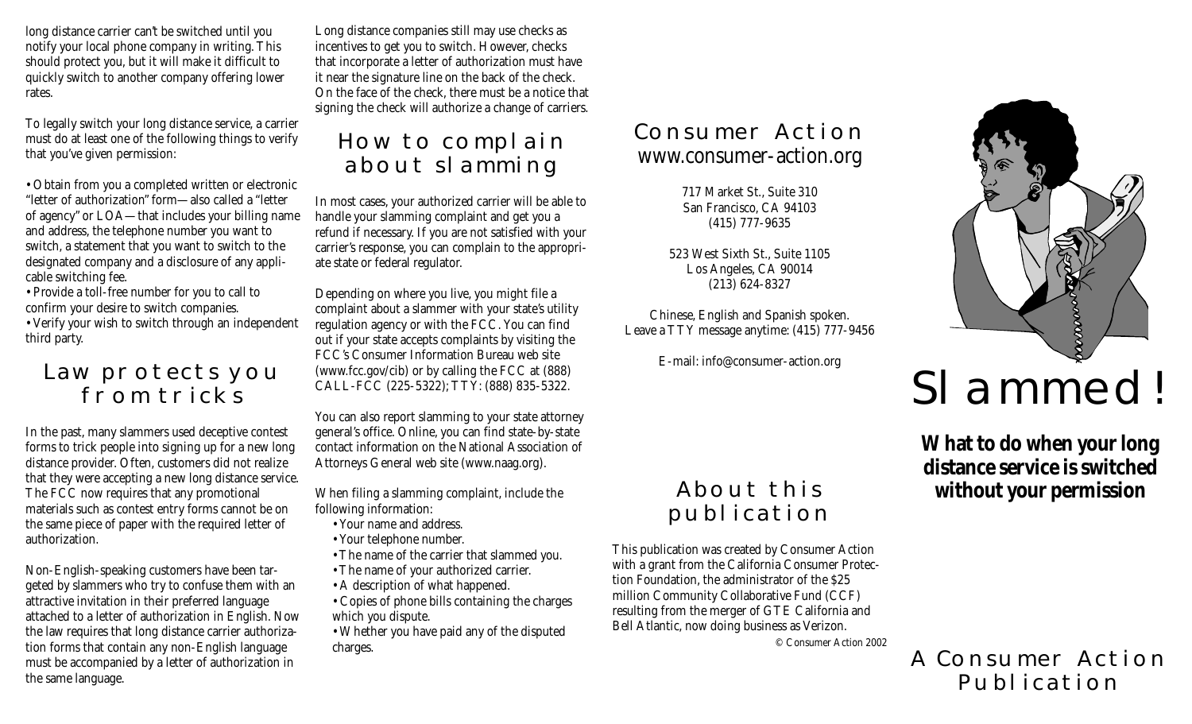long distance carrier can't be switched until you notify your local phone company in writing. This should protect you, but it will make it difficult to quickly switch to another company offering lower rates.

To legally switch your long distance service, a carrier must do at least one of the following things to verify that you've given permission:

- Obtain from you a completed written or electronic "letter of authorization" form—also called a "letter of agency" or LOA—that includes your billing name and address, the telephone number you want to switch, a statement that you want to switch to the designated company and a disclosure of any applicable switching fee.
- Provide a toll-free number for you to call to confirm your desire to switch companies.
- Verify your wish to switch through an independent third party.

## Law protects you from tricks

In the past, many slammers used deceptive contest forms to trick people into signing up for a new long distance provider. Often, customers did not realize that they were accepting a new long distance service. The FCC now requires that any promotional materials such as contest entry forms cannot be on the same piece of paper with the required letter of authorization.

Non-English-speaking customers have been targeted by slammers who try to confuse them with an attractive invitation in their preferred language attached to a letter of authorization in English. Now the law requires that long distance carrier authorization forms that contain any non-English language must be accompanied by a letter of authorization in the same language.

Long distance companies still may use checks as incentives to get you to switch. However, checks that incorporate a letter of authorization must have it near the signature line on the back of the check. On the face of the check, there must be a notice that signing the check will authorize a change of carriers.

## How to complain about slamming

In most cases, your authorized carrier will be able to handle your slamming complaint and get you a refund if necessary. If you are not satisfied with your carrier's response, you can complain to the appropriate state or federal regulator.

Depending on where you live, you might file a complaint about a slammer with your state's utility regulation agency or with the FCC. You can find out if your state accepts complaints by visiting the FCC's Consumer Information Bureau web site (www.fcc.gov/cib) or by calling the FCC at (888) CALL-FCC (225-5322); TTY: (888) 835-5322.

You can also report slamming to your state attorney general's office. Online, you can find state-by-state contact information on the National Association of Attorneys General web site (www.naag.org).

When filing a slamming complaint, include the following information:

- Your name and address.
- Your telephone number.
- The name of the carrier that slammed you.
- The name of your authorized carrier.
- A description of what happened.
- Copies of phone bills containing the charges which you dispute.
- Whether you have paid any of the disputed charges.

## Consumer Action
www.consumer-action.org

717 Market St., Suite 310
San Francisco, CA 94103
(415) 777-9635

523 West Sixth St., Suite 1105
Los Angeles, CA 90014
(213) 624-8327

Chinese, English and Spanish spoken.
Leave a TTY message anytime: (415) 777-9456

E-mail: info@consumer-action.org

## About this publication

This publication was created by Consumer Action with a grant from the California Consumer Protection Foundation, the administrator of the $25 million Community Collaborative Fund (CCF) resulting from the merger of GTE California and Bell Atlantic, now doing business as Verizon.

© Consumer Action 2002

# Slammed!

**What to do when your long distance service is switched without your permission**

A Consumer Action Publication